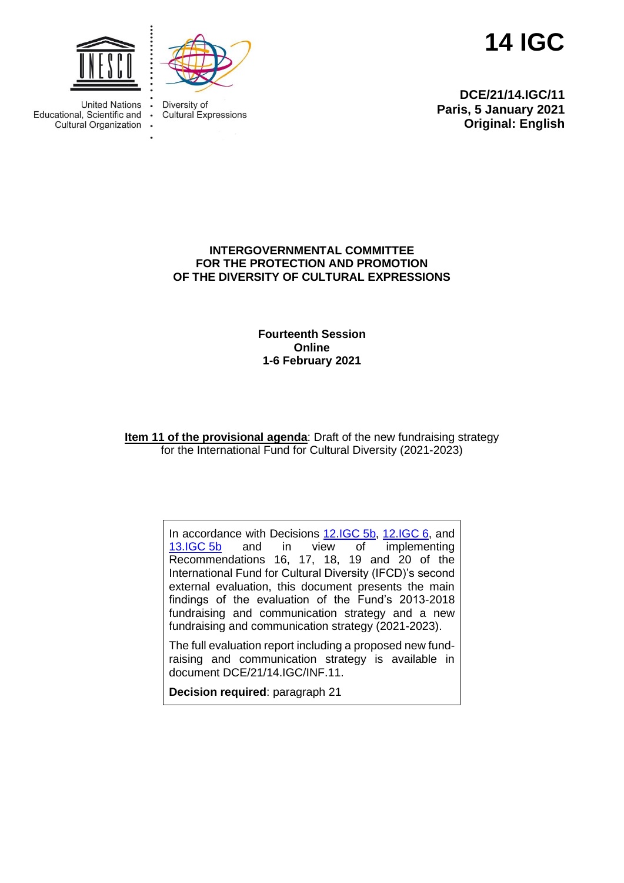United Nations Educational, Scientific and Cultural Organization

Diversity of Cultural Expressions

# 14 IGC

**DCE/21/14.IGC/11**
**Paris, 5 January 2021**
**Original: English**

**INTERGOVERNMENTAL COMMITTEE**
**FOR THE PROTECTION AND PROMOTION**
**OF THE DIVERSITY OF CULTURAL EXPRESSIONS**

**Fourteenth Session**
**Online**
**1-6 February 2021**

**Item 11 of the provisional agenda**: Draft of the new fundraising strategy for the International Fund for Cultural Diversity (2021-2023)

In accordance with Decisions 12.IGC 5b, 12.IGC 6, and 13.IGC 5b and in view of implementing Recommendations 16, 17, 18, 19 and 20 of the International Fund for Cultural Diversity (IFCD)'s second external evaluation, this document presents the main findings of the evaluation of the Fund's 2013-2018 fundraising and communication strategy and a new fundraising and communication strategy (2021-2023).

The full evaluation report including a proposed new fund-raising and communication strategy is available in document DCE/21/14.IGC/INF.11.

**Decision required**: paragraph 21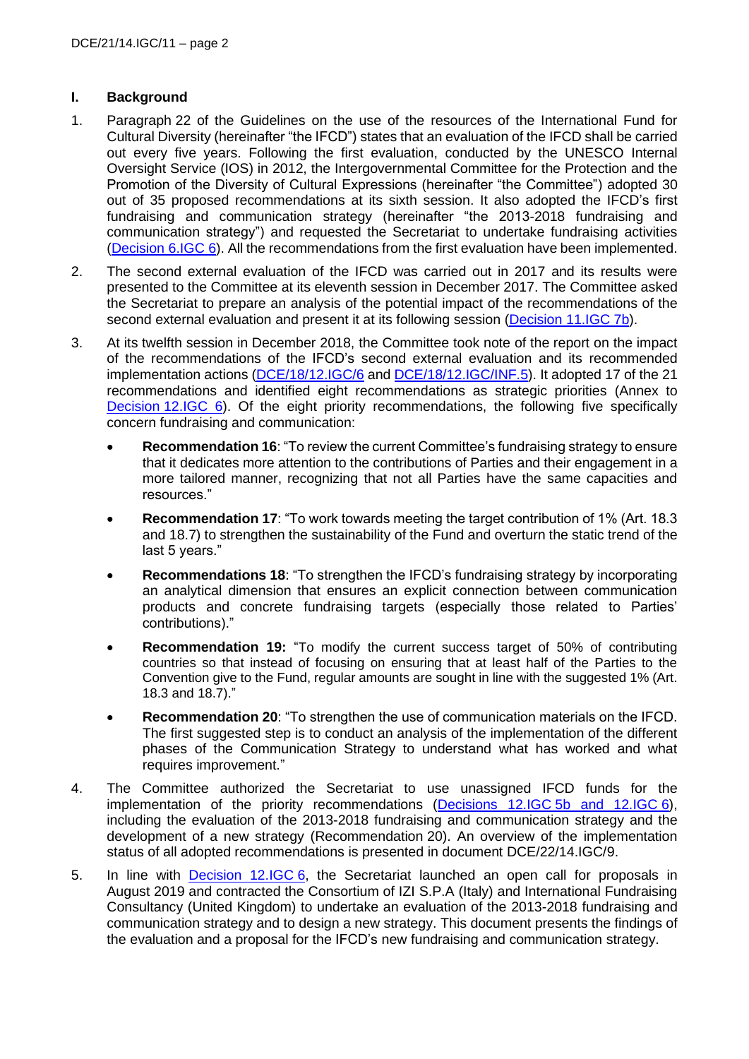## I. Background

1. Paragraph 22 of the Guidelines on the use of the resources of the International Fund for Cultural Diversity (hereinafter "the IFCD") states that an evaluation of the IFCD shall be carried out every five years. Following the first evaluation, conducted by the UNESCO Internal Oversight Service (IOS) in 2012, the Intergovernmental Committee for the Protection and the Promotion of the Diversity of Cultural Expressions (hereinafter "the Committee") adopted 30 out of 35 proposed recommendations at its sixth session. It also adopted the IFCD's first fundraising and communication strategy (hereinafter "the 2013-2018 fundraising and communication strategy") and requested the Secretariat to undertake fundraising activities (Decision 6.IGC 6). All the recommendations from the first evaluation have been implemented.

2. The second external evaluation of the IFCD was carried out in 2017 and its results were presented to the Committee at its eleventh session in December 2017. The Committee asked the Secretariat to prepare an analysis of the potential impact of the recommendations of the second external evaluation and present it at its following session (Decision 11.IGC 7b).

3. At its twelfth session in December 2018, the Committee took note of the report on the impact of the recommendations of the IFCD's second external evaluation and its recommended implementation actions (DCE/18/12.IGC/6 and DCE/18/12.IGC/INF.5). It adopted 17 of the 21 recommendations and identified eight recommendations as strategic priorities (Annex to Decision 12.IGC 6). Of the eight priority recommendations, the following five specifically concern fundraising and communication:

   - **Recommendation 16**: "To review the current Committee's fundraising strategy to ensure that it dedicates more attention to the contributions of Parties and their engagement in a more tailored manner, recognizing that not all Parties have the same capacities and resources."
   - **Recommendation 17**: "To work towards meeting the target contribution of 1% (Art. 18.3 and 18.7) to strengthen the sustainability of the Fund and overturn the static trend of the last 5 years."
   - **Recommendations 18**: "To strengthen the IFCD's fundraising strategy by incorporating an analytical dimension that ensures an explicit connection between communication products and concrete fundraising targets (especially those related to Parties' contributions)."
   - **Recommendation 19:** "To modify the current success target of 50% of contributing countries so that instead of focusing on ensuring that at least half of the Parties to the Convention give to the Fund, regular amounts are sought in line with the suggested 1% (Art. 18.3 and 18.7)."
   - **Recommendation 20**: "To strengthen the use of communication materials on the IFCD. The first suggested step is to conduct an analysis of the implementation of the different phases of the Communication Strategy to understand what has worked and what requires improvement."

4. The Committee authorized the Secretariat to use unassigned IFCD funds for the implementation of the priority recommendations (Decisions 12.IGC 5b and 12.IGC 6), including the evaluation of the 2013-2018 fundraising and communication strategy and the development of a new strategy (Recommendation 20). An overview of the implementation status of all adopted recommendations is presented in document DCE/22/14.IGC/9.

5. In line with Decision 12.IGC 6, the Secretariat launched an open call for proposals in August 2019 and contracted the Consortium of IZI S.P.A (Italy) and International Fundraising Consultancy (United Kingdom) to undertake an evaluation of the 2013-2018 fundraising and communication strategy and to design a new strategy. This document presents the findings of the evaluation and a proposal for the IFCD's new fundraising and communication strategy.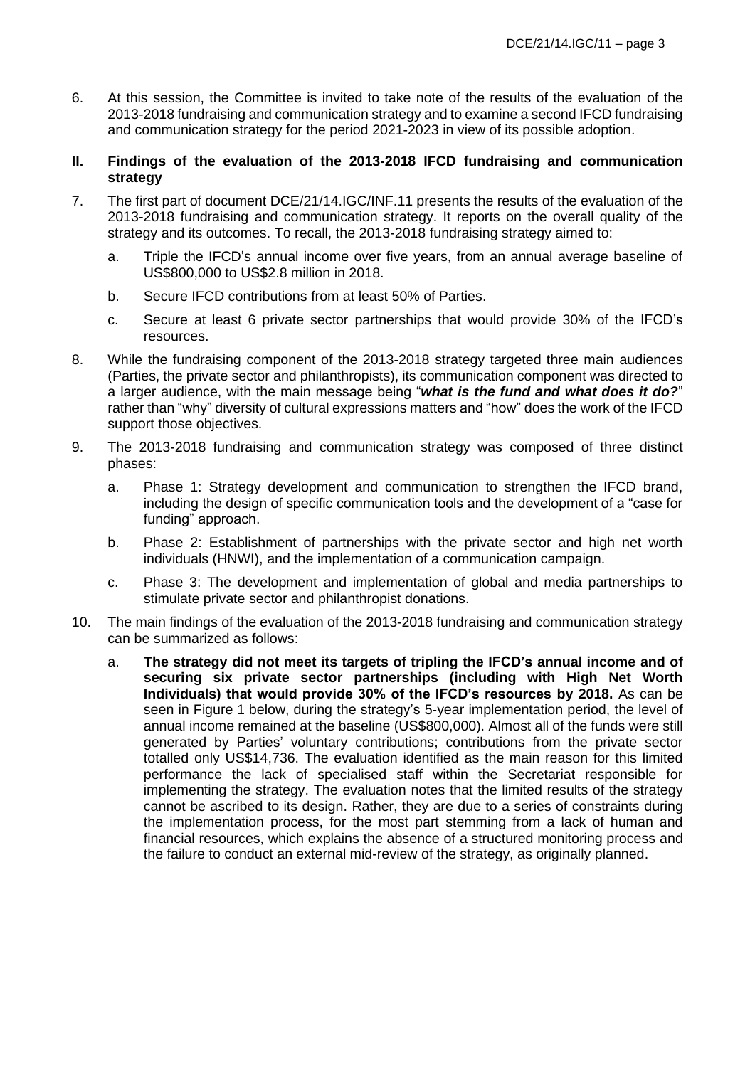6. At this session, the Committee is invited to take note of the results of the evaluation of the 2013-2018 fundraising and communication strategy and to examine a second IFCD fundraising and communication strategy for the period 2021-2023 in view of its possible adoption.

## II. Findings of the evaluation of the 2013-2018 IFCD fundraising and communication strategy

7. The first part of document DCE/21/14.IGC/INF.11 presents the results of the evaluation of the 2013-2018 fundraising and communication strategy. It reports on the overall quality of the strategy and its outcomes. To recall, the 2013-2018 fundraising strategy aimed to:

   a. Triple the IFCD's annual income over five years, from an annual average baseline of US$800,000 to US$2.8 million in 2018.

   b. Secure IFCD contributions from at least 50% of Parties.

   c. Secure at least 6 private sector partnerships that would provide 30% of the IFCD's resources.

8. While the fundraising component of the 2013-2018 strategy targeted three main audiences (Parties, the private sector and philanthropists), its communication component was directed to a larger audience, with the main message being "***what is the fund and what does it do?***" rather than "why" diversity of cultural expressions matters and "how" does the work of the IFCD support those objectives.

9. The 2013-2018 fundraising and communication strategy was composed of three distinct phases:

   a. Phase 1: Strategy development and communication to strengthen the IFCD brand, including the design of specific communication tools and the development of a "case for funding" approach.

   b. Phase 2: Establishment of partnerships with the private sector and high net worth individuals (HNWI), and the implementation of a communication campaign.

   c. Phase 3: The development and implementation of global and media partnerships to stimulate private sector and philanthropist donations.

10. The main findings of the evaluation of the 2013-2018 fundraising and communication strategy can be summarized as follows:

    a. **The strategy did not meet its targets of tripling the IFCD's annual income and of securing six private sector partnerships (including with High Net Worth Individuals) that would provide 30% of the IFCD's resources by 2018.** As can be seen in Figure 1 below, during the strategy's 5-year implementation period, the level of annual income remained at the baseline (US$800,000). Almost all of the funds were still generated by Parties' voluntary contributions; contributions from the private sector totalled only US$14,736. The evaluation identified as the main reason for this limited performance the lack of specialised staff within the Secretariat responsible for implementing the strategy. The evaluation notes that the limited results of the strategy cannot be ascribed to its design. Rather, they are due to a series of constraints during the implementation process, for the most part stemming from a lack of human and financial resources, which explains the absence of a structured monitoring process and the failure to conduct an external mid-review of the strategy, as originally planned.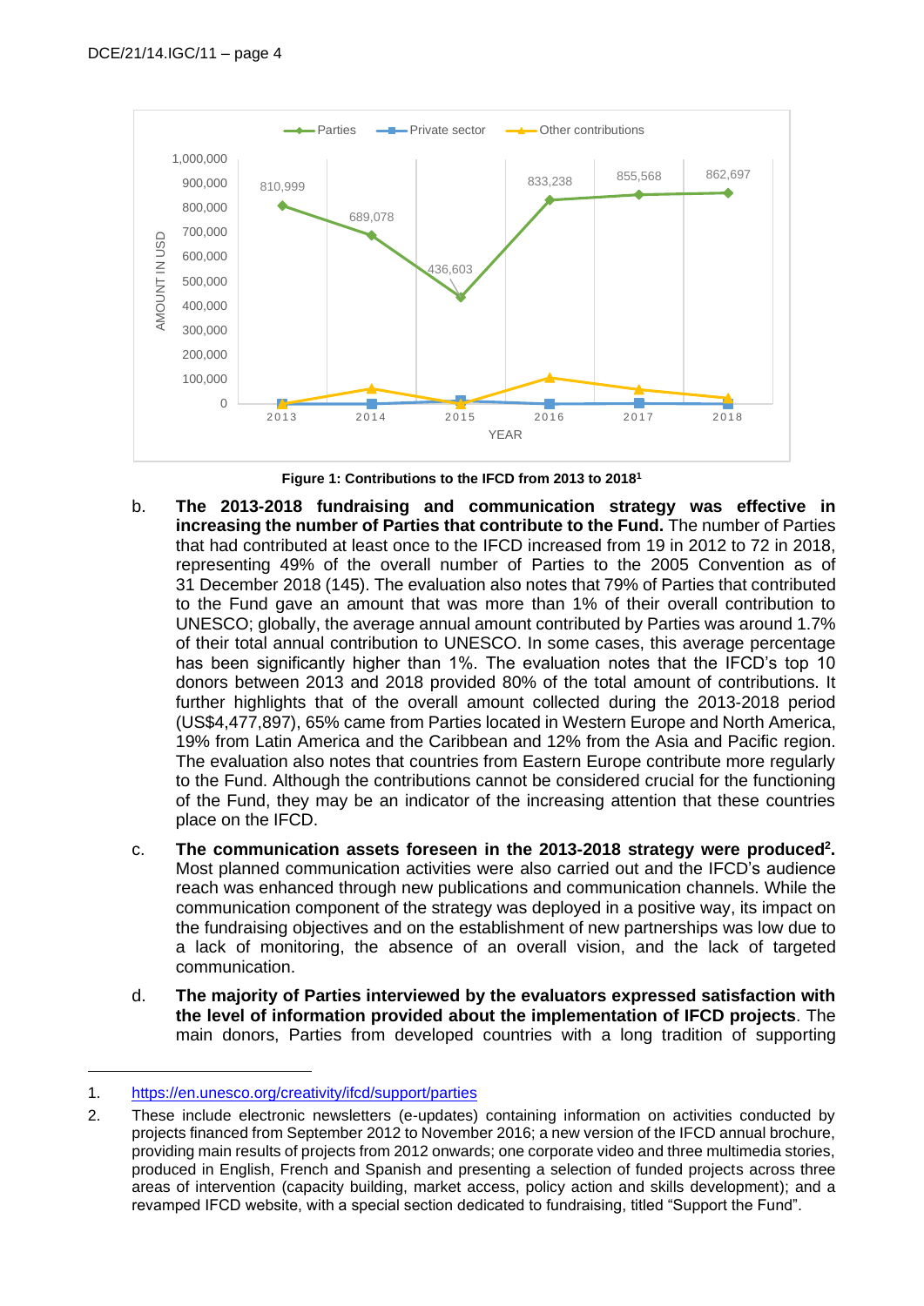Figure 1: Contributions to the IFCD from 2013 to 2018[1]

b. **The 2013-2018 fundraising and communication strategy was effective in increasing the number of Parties that contribute to the Fund.** The number of Parties that had contributed at least once to the IFCD increased from 19 in 2012 to 72 in 2018, representing 49% of the overall number of Parties to the 2005 Convention as of 31 December 2018 (145). The evaluation also notes that 79% of Parties that contributed to the Fund gave an amount that was more than 1% of their overall contribution to UNESCO; globally, the average annual amount contributed by Parties was around 1.7% of their total annual contribution to UNESCO. In some cases, this average percentage has been significantly higher than 1%. The evaluation notes that the IFCD's top 10 donors between 2013 and 2018 provided 80% of the total amount of contributions. It further highlights that of the overall amount collected during the 2013-2018 period (US$4,477,897), 65% came from Parties located in Western Europe and North America, 19% from Latin America and the Caribbean and 12% from the Asia and Pacific region. The evaluation also notes that countries from Eastern Europe contribute more regularly to the Fund. Although the contributions cannot be considered crucial for the functioning of the Fund, they may be an indicator of the increasing attention that these countries place on the IFCD.

c. **The communication assets foreseen in the 2013-2018 strategy were produced[2].** Most planned communication activities were also carried out and the IFCD's audience reach was enhanced through new publications and communication channels. While the communication component of the strategy was deployed in a positive way, its impact on the fundraising objectives and on the establishment of new partnerships was low due to a lack of monitoring, the absence of an overall vision, and the lack of targeted communication.

d. **The majority of Parties interviewed by the evaluators expressed satisfaction with the level of information provided about the implementation of IFCD projects**. The main donors, Parties from developed countries with a long tradition of supporting

---

1. https://en.unesco.org/creativity/ifcd/support/parties

2. These include electronic newsletters (e-updates) containing information on activities conducted by projects financed from September 2012 to November 2016; a new version of the IFCD annual brochure, providing main results of projects from 2012 onwards; one corporate video and three multimedia stories, produced in English, French and Spanish and presenting a selection of funded projects across three areas of intervention (capacity building, market access, policy action and skills development); and a revamped IFCD website, with a special section dedicated to fundraising, titled "Support the Fund".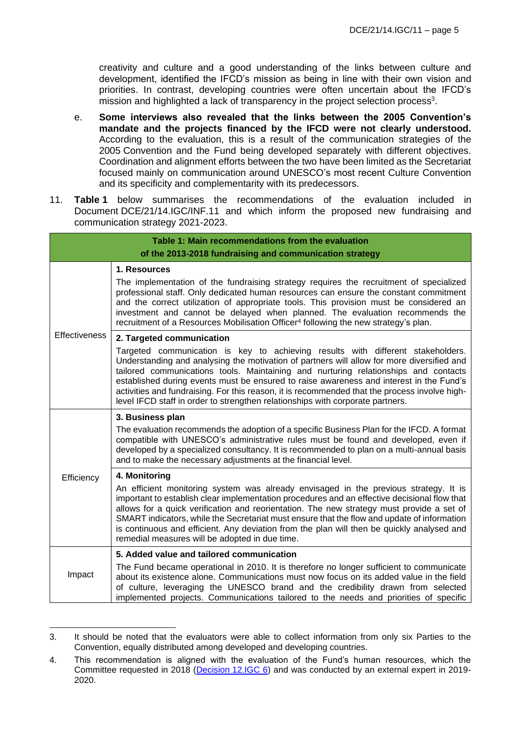creativity and culture and a good understanding of the links between culture and development, identified the IFCD's mission as being in line with their own vision and priorities. In contrast, developing countries were often uncertain about the IFCD's mission and highlighted a lack of transparency in the project selection process[3].

e. **Some interviews also revealed that the links between the 2005 Convention's mandate and the projects financed by the IFCD were not clearly understood.** According to the evaluation, this is a result of the communication strategies of the 2005 Convention and the Fund being developed separately with different objectives. Coordination and alignment efforts between the two have been limited as the Secretariat focused mainly on communication around UNESCO's most recent Culture Convention and its specificity and complementarity with its predecessors.

11. **Table 1** below summarises the recommendations of the evaluation included in Document DCE/21/14.IGC/INF.11 and which inform the proposed new fundraising and communication strategy 2021-2023.

| **Table 1: Main recommendations from the evaluation of the 2013-2018 fundraising and communication strategy** | |
|---|---|
| Effectiveness | **1. Resources**<br>The implementation of the fundraising strategy requires the recruitment of specialized professional staff. Only dedicated human resources can ensure the constant commitment and the correct utilization of appropriate tools. This provision must be considered an investment and cannot be delayed when planned. The evaluation recommends the recruitment of a Resources Mobilisation Officer[4] following the new strategy's plan. |
| | **2. Targeted communication**<br>Targeted communication is key to achieving results with different stakeholders. Understanding and analysing the motivation of partners will allow for more diversified and tailored communications tools. Maintaining and nurturing relationships and contacts established during events must be ensured to raise awareness and interest in the Fund's activities and fundraising. For this reason, it is recommended that the process involve high-level IFCD staff in order to strengthen relationships with corporate partners. |
| Efficiency | **3. Business plan**<br>The evaluation recommends the adoption of a specific Business Plan for the IFCD. A format compatible with UNESCO's administrative rules must be found and developed, even if developed by a specialized consultancy. It is recommended to plan on a multi-annual basis and to make the necessary adjustments at the financial level. |
| | **4. Monitoring**<br>An efficient monitoring system was already envisaged in the previous strategy. It is important to establish clear implementation procedures and an effective decisional flow that allows for a quick verification and reorientation. The new strategy must provide a set of SMART indicators, while the Secretariat must ensure that the flow and update of information is continuous and efficient. Any deviation from the plan will then be quickly analysed and remedial measures will be adopted in due time. |
| Impact | **5. Added value and tailored communication**<br>The Fund became operational in 2010. It is therefore no longer sufficient to communicate about its existence alone. Communications must now focus on its added value in the field of culture, leveraging the UNESCO brand and the credibility drawn from selected implemented projects. Communications tailored to the needs and priorities of specific |

3. It should be noted that the evaluators were able to collect information from only six Parties to the Convention, equally distributed among developed and developing countries.

4. This recommendation is aligned with the evaluation of the Fund's human resources, which the Committee requested in 2018 (Decision 12.IGC 6) and was conducted by an external expert in 2019-2020.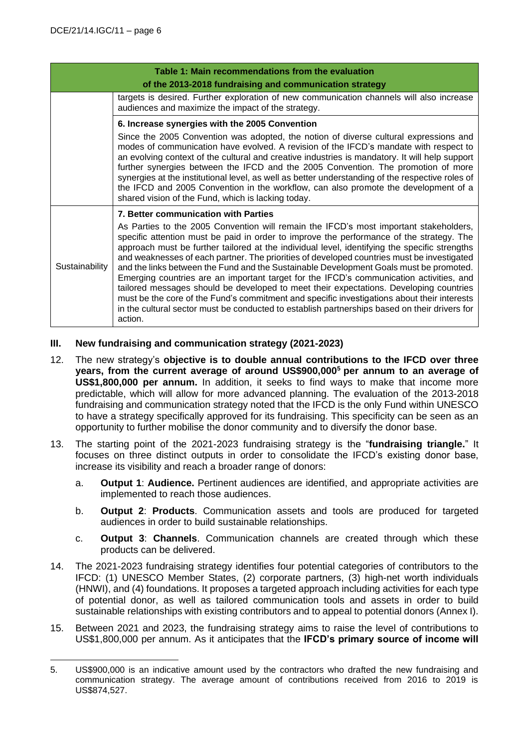| Table 1: Main recommendations from the evaluation of the 2013-2018 fundraising and communication strategy | |
|---|---|
| | targets is desired. Further exploration of new communication channels will also increase audiences and maximize the impact of the strategy. |
| | **6. Increase synergies with the 2005 Convention**<br><br>Since the 2005 Convention was adopted, the notion of diverse cultural expressions and modes of communication have evolved. A revision of the IFCD's mandate with respect to an evolving context of the cultural and creative industries is mandatory. It will help support further synergies between the IFCD and the 2005 Convention. The promotion of more synergies at the institutional level, as well as better understanding of the respective roles of the IFCD and 2005 Convention in the workflow, can also promote the development of a shared vision of the Fund, which is lacking today. |
| Sustainability | **7. Better communication with Parties**<br><br>As Parties to the 2005 Convention will remain the IFCD's most important stakeholders, specific attention must be paid in order to improve the performance of the strategy. The approach must be further tailored at the individual level, identifying the specific strengths and weaknesses of each partner. The priorities of developed countries must be investigated and the links between the Fund and the Sustainable Development Goals must be promoted. Emerging countries are an important target for the IFCD's communication activities, and tailored messages should be developed to meet their expectations. Developing countries must be the core of the Fund's commitment and specific investigations about their interests in the cultural sector must be conducted to establish partnerships based on their drivers for action. |

## III. New fundraising and communication strategy (2021-2023)

12. The new strategy's **objective is to double annual contributions to the IFCD over three years, from the current average of around US$900,000[5] per annum to an average of US$1,800,000 per annum.** In addition, it seeks to find ways to make that income more predictable, which will allow for more advanced planning. The evaluation of the 2013-2018 fundraising and communication strategy noted that the IFCD is the only Fund within UNESCO to have a strategy specifically approved for its fundraising. This specificity can be seen as an opportunity to further mobilise the donor community and to diversify the donor base.

13. The starting point of the 2021-2023 fundraising strategy is the "**fundraising triangle.**" It focuses on three distinct outputs in order to consolidate the IFCD's existing donor base, increase its visibility and reach a broader range of donors:

    a. **Output 1**: **Audience.** Pertinent audiences are identified, and appropriate activities are implemented to reach those audiences.

    b. **Output 2**: **Products**. Communication assets and tools are produced for targeted audiences in order to build sustainable relationships.

    c. **Output 3**: **Channels**. Communication channels are created through which these products can be delivered.

14. The 2021-2023 fundraising strategy identifies four potential categories of contributors to the IFCD: (1) UNESCO Member States, (2) corporate partners, (3) high-net worth individuals (HNWI), and (4) foundations. It proposes a targeted approach including activities for each type of potential donor, as well as tailored communication tools and assets in order to build sustainable relationships with existing contributors and to appeal to potential donors (Annex I).

15. Between 2021 and 2023, the fundraising strategy aims to raise the level of contributions to US$1,800,000 per annum. As it anticipates that the **IFCD's primary source of income will**

---

5. US$900,000 is an indicative amount used by the contractors who drafted the new fundraising and communication strategy. The average amount of contributions received from 2016 to 2019 is US$874,527.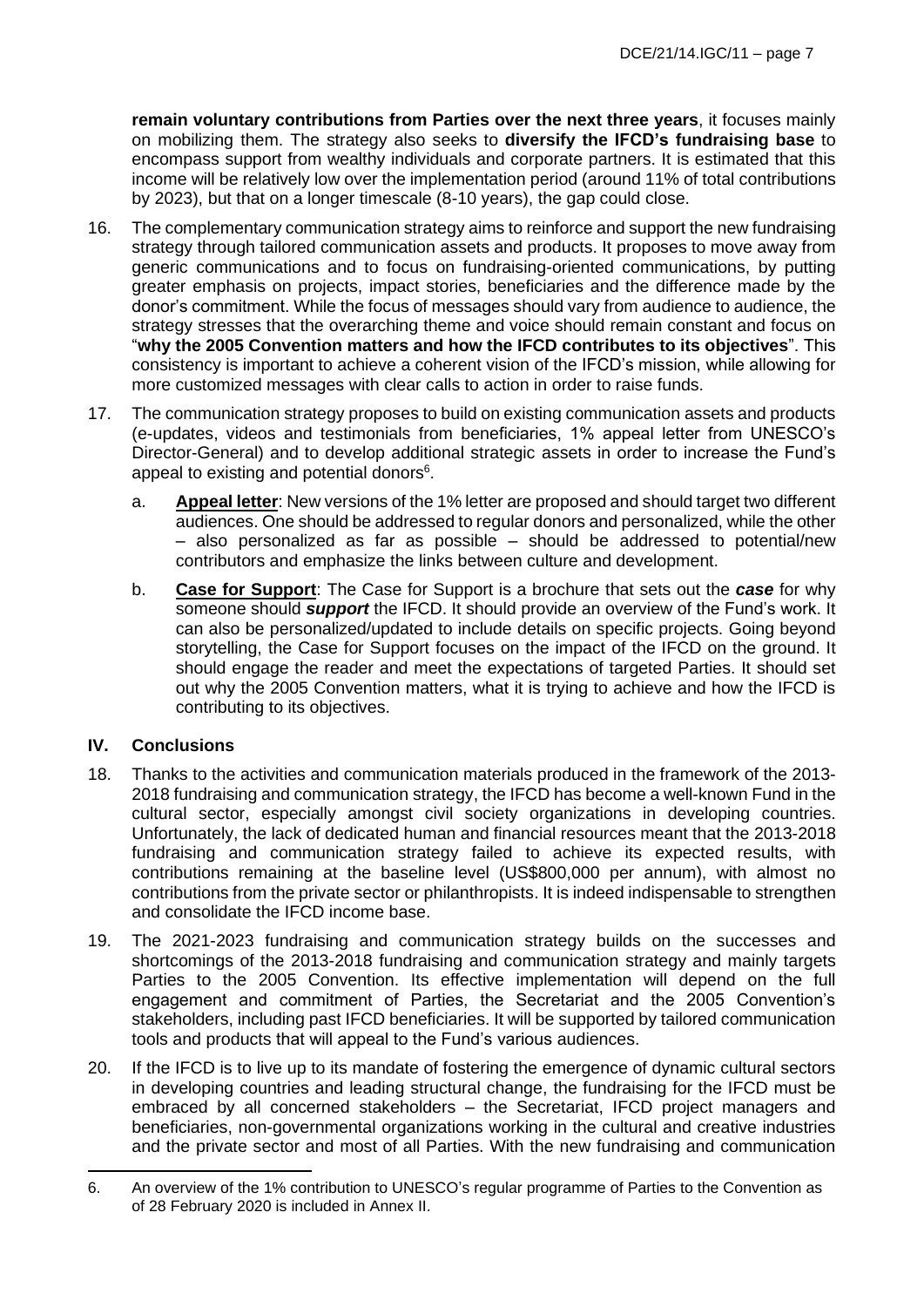**remain voluntary contributions from Parties over the next three years**, it focuses mainly on mobilizing them. The strategy also seeks to **diversify the IFCD's fundraising base** to encompass support from wealthy individuals and corporate partners. It is estimated that this income will be relatively low over the implementation period (around 11% of total contributions by 2023), but that on a longer timescale (8-10 years), the gap could close.

16. The complementary communication strategy aims to reinforce and support the new fundraising strategy through tailored communication assets and products. It proposes to move away from generic communications and to focus on fundraising-oriented communications, by putting greater emphasis on projects, impact stories, beneficiaries and the difference made by the donor's commitment. While the focus of messages should vary from audience to audience, the strategy stresses that the overarching theme and voice should remain constant and focus on "**why the 2005 Convention matters and how the IFCD contributes to its objectives**". This consistency is important to achieve a coherent vision of the IFCD's mission, while allowing for more customized messages with clear calls to action in order to raise funds.

17. The communication strategy proposes to build on existing communication assets and products (e-updates, videos and testimonials from beneficiaries, 1% appeal letter from UNESCO's Director-General) and to develop additional strategic assets in order to increase the Fund's appeal to existing and potential donors[6].

    a. **Appeal letter**: New versions of the 1% letter are proposed and should target two different audiences. One should be addressed to regular donors and personalized, while the other – also personalized as far as possible – should be addressed to potential/new contributors and emphasize the links between culture and development.

    b. **Case for Support**: The Case for Support is a brochure that sets out the ***case*** for why someone should ***support*** the IFCD. It should provide an overview of the Fund's work. It can also be personalized/updated to include details on specific projects. Going beyond storytelling, the Case for Support focuses on the impact of the IFCD on the ground. It should engage the reader and meet the expectations of targeted Parties. It should set out why the 2005 Convention matters, what it is trying to achieve and how the IFCD is contributing to its objectives.

## IV. Conclusions

18. Thanks to the activities and communication materials produced in the framework of the 2013-2018 fundraising and communication strategy, the IFCD has become a well-known Fund in the cultural sector, especially amongst civil society organizations in developing countries. Unfortunately, the lack of dedicated human and financial resources meant that the 2013-2018 fundraising and communication strategy failed to achieve its expected results, with contributions remaining at the baseline level (US$800,000 per annum), with almost no contributions from the private sector or philanthropists. It is indeed indispensable to strengthen and consolidate the IFCD income base.

19. The 2021-2023 fundraising and communication strategy builds on the successes and shortcomings of the 2013-2018 fundraising and communication strategy and mainly targets Parties to the 2005 Convention. Its effective implementation will depend on the full engagement and commitment of Parties, the Secretariat and the 2005 Convention's stakeholders, including past IFCD beneficiaries. It will be supported by tailored communication tools and products that will appeal to the Fund's various audiences.

20. If the IFCD is to live up to its mandate of fostering the emergence of dynamic cultural sectors in developing countries and leading structural change, the fundraising for the IFCD must be embraced by all concerned stakeholders – the Secretariat, IFCD project managers and beneficiaries, non-governmental organizations working in the cultural and creative industries and the private sector and most of all Parties. With the new fundraising and communication

---

6. An overview of the 1% contribution to UNESCO's regular programme of Parties to the Convention as of 28 February 2020 is included in Annex II.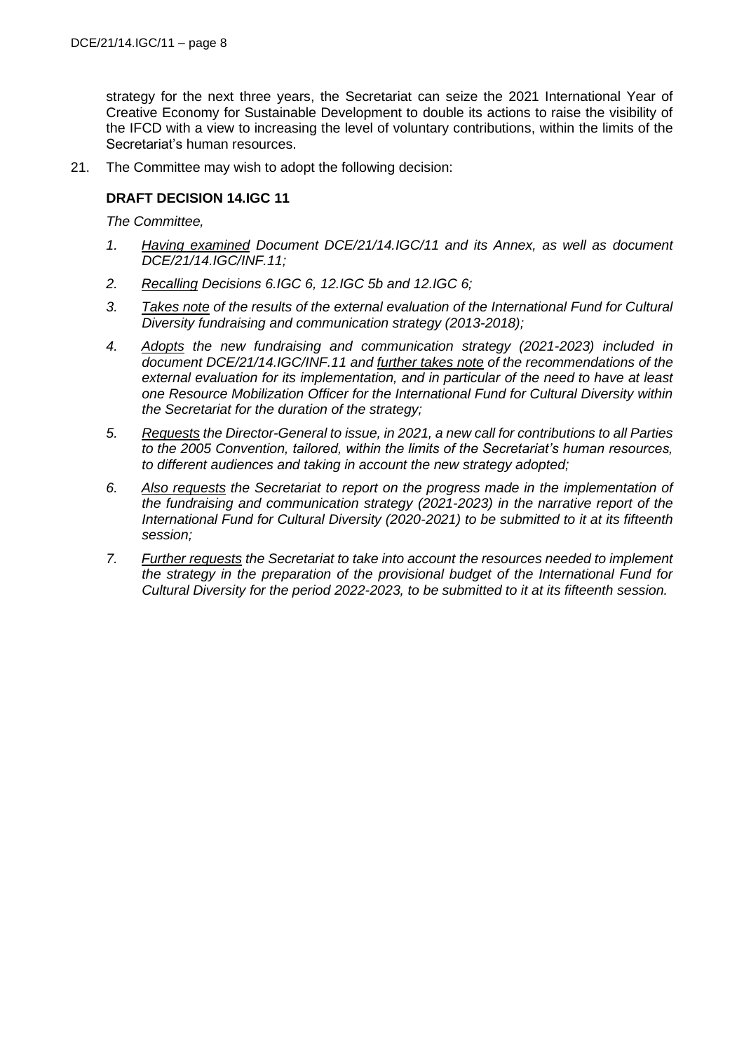strategy for the next three years, the Secretariat can seize the 2021 International Year of Creative Economy for Sustainable Development to double its actions to raise the visibility of the IFCD with a view to increasing the level of voluntary contributions, within the limits of the Secretariat's human resources.

21. The Committee may wish to adopt the following decision:

**DRAFT DECISION 14.IGC 11**

*The Committee,*

1. *Having examined Document DCE/21/14.IGC/11 and its Annex, as well as document DCE/21/14.IGC/INF.11;*
2. *Recalling Decisions 6.IGC 6, 12.IGC 5b and 12.IGC 6;*
3. *Takes note of the results of the external evaluation of the International Fund for Cultural Diversity fundraising and communication strategy (2013-2018);*
4. *Adopts the new fundraising and communication strategy (2021-2023) included in document DCE/21/14.IGC/INF.11 and further takes note of the recommendations of the external evaluation for its implementation, and in particular of the need to have at least one Resource Mobilization Officer for the International Fund for Cultural Diversity within the Secretariat for the duration of the strategy;*
5. *Requests the Director-General to issue, in 2021, a new call for contributions to all Parties to the 2005 Convention, tailored, within the limits of the Secretariat's human resources, to different audiences and taking in account the new strategy adopted;*
6. *Also requests the Secretariat to report on the progress made in the implementation of the fundraising and communication strategy (2021-2023) in the narrative report of the International Fund for Cultural Diversity (2020-2021) to be submitted to it at its fifteenth session;*
7. *Further requests the Secretariat to take into account the resources needed to implement the strategy in the preparation of the provisional budget of the International Fund for Cultural Diversity for the period 2022-2023, to be submitted to it at its fifteenth session.*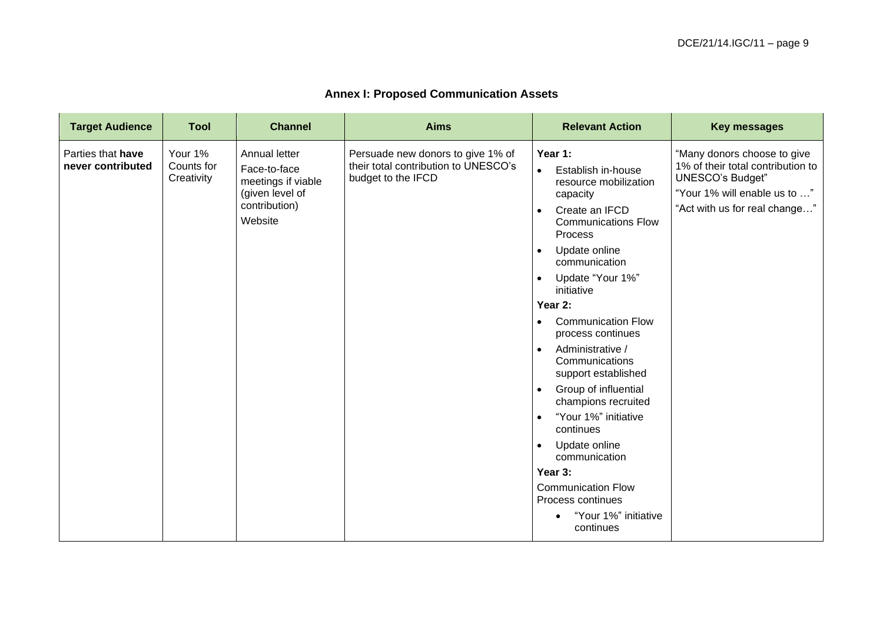## Annex I: Proposed Communication Assets

| Target Audience | Tool | Channel | Aims | Relevant Action | Key messages |
|---|---|---|---|---|---|
| Parties that **have never contributed** | Your 1% Counts for Creativity | Annual letter<br>Face-to-face meetings if viable (given level of contribution)<br>Website | Persuade new donors to give 1% of their total contribution to UNESCO's budget to the IFCD | **Year 1:**<br>• Establish in-house resource mobilization capacity<br>• Create an IFCD Communications Flow Process<br>• Update online communication<br>• Update "Your 1%" initiative<br>**Year 2:**<br>• Communication Flow process continues<br>• Administrative / Communications support established<br>• Group of influential champions recruited<br>• "Your 1%" initiative continues<br>• Update online communication<br>**Year 3:**<br>Communication Flow Process continues<br>• "Your 1%" initiative continues | "Many donors choose to give 1% of their total contribution to UNESCO's Budget"<br>"Your 1% will enable us to …"<br>"Act with us for real change…" |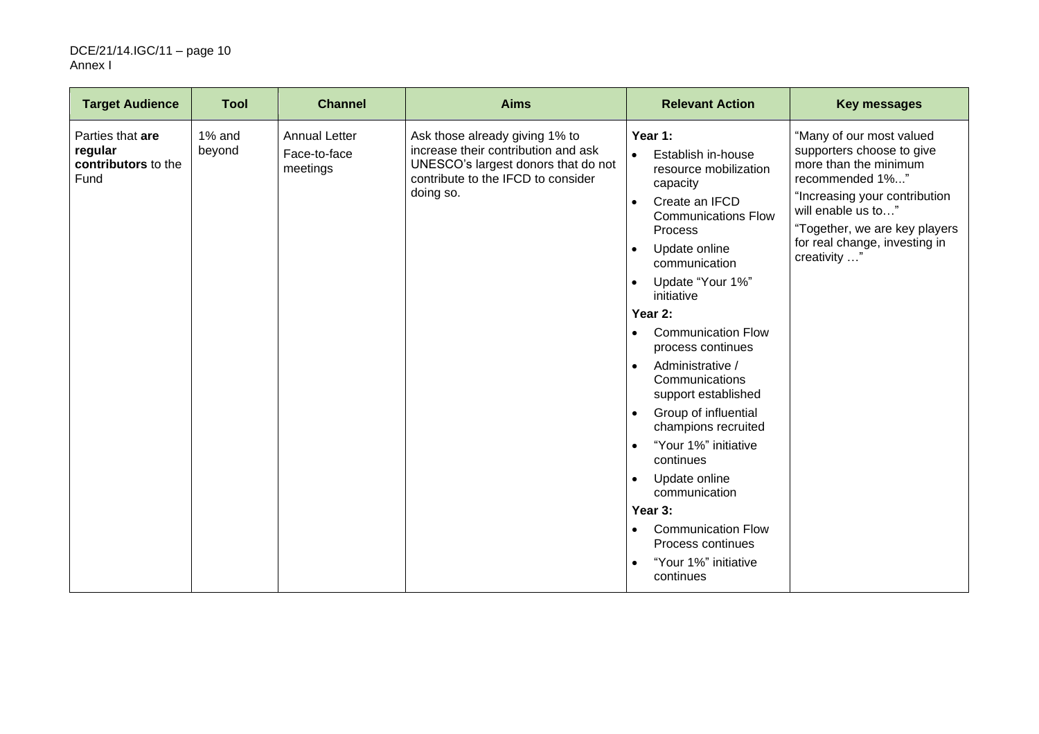| Target Audience | Tool | Channel | Aims | Relevant Action | Key messages |
|---|---|---|---|---|---|
| Parties that **are regular contributors** to the Fund | 1% and beyond | Annual Letter<br>Face-to-face meetings | Ask those already giving 1% to increase their contribution and ask UNESCO's largest donors that do not contribute to the IFCD to consider doing so. | **Year 1:**<br>• Establish in-house resource mobilization capacity<br>• Create an IFCD Communications Flow Process<br>• Update online communication<br>• Update "Your 1%" initiative<br>**Year 2:**<br>• Communication Flow process continues<br>• Administrative / Communications support established<br>• Group of influential champions recruited<br>• "Your 1%" initiative continues<br>• Update online communication<br>**Year 3:**<br>• Communication Flow Process continues<br>• "Your 1%" initiative continues | "Many of our most valued supporters choose to give more than the minimum recommended 1%..."<br>"Increasing your contribution will enable us to…"<br>"Together, we are key players for real change, investing in creativity …" |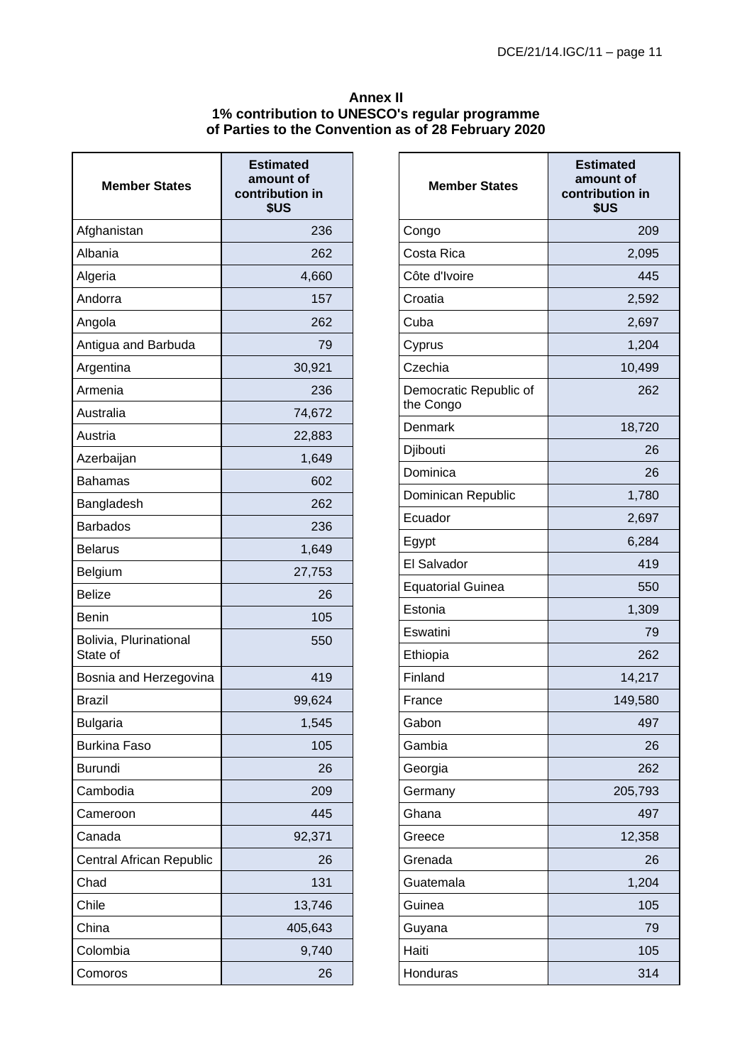**Annex II**
**1% contribution to UNESCO's regular programme of Parties to the Convention as of 28 February 2020**

| Member States | Estimated amount of contribution in $US |
|---|---|
| Afghanistan | 236 |
| Albania | 262 |
| Algeria | 4,660 |
| Andorra | 157 |
| Angola | 262 |
| Antigua and Barbuda | 79 |
| Argentina | 30,921 |
| Armenia | 236 |
| Australia | 74,672 |
| Austria | 22,883 |
| Azerbaijan | 1,649 |
| Bahamas | 602 |
| Bangladesh | 262 |
| Barbados | 236 |
| Belarus | 1,649 |
| Belgium | 27,753 |
| Belize | 26 |
| Benin | 105 |
| Bolivia, Plurinational State of | 550 |
| Bosnia and Herzegovina | 419 |
| Brazil | 99,624 |
| Bulgaria | 1,545 |
| Burkina Faso | 105 |
| Burundi | 26 |
| Cambodia | 209 |
| Cameroon | 445 |
| Canada | 92,371 |
| Central African Republic | 26 |
| Chad | 131 |
| Chile | 13,746 |
| China | 405,643 |
| Colombia | 9,740 |
| Comoros | 26 |
| Congo | 209 |
| Costa Rica | 2,095 |
| Côte d'Ivoire | 445 |
| Croatia | 2,592 |
| Cuba | 2,697 |
| Cyprus | 1,204 |
| Czechia | 10,499 |
| Democratic Republic of the Congo | 262 |
| Denmark | 18,720 |
| Djibouti | 26 |
| Dominica | 26 |
| Dominican Republic | 1,780 |
| Ecuador | 2,697 |
| Egypt | 6,284 |
| El Salvador | 419 |
| Equatorial Guinea | 550 |
| Estonia | 1,309 |
| Eswatini | 79 |
| Ethiopia | 262 |
| Finland | 14,217 |
| France | 149,580 |
| Gabon | 497 |
| Gambia | 26 |
| Georgia | 262 |
| Germany | 205,793 |
| Ghana | 497 |
| Greece | 12,358 |
| Grenada | 26 |
| Guatemala | 1,204 |
| Guinea | 105 |
| Guyana | 79 |
| Haiti | 105 |
| Honduras | 314 |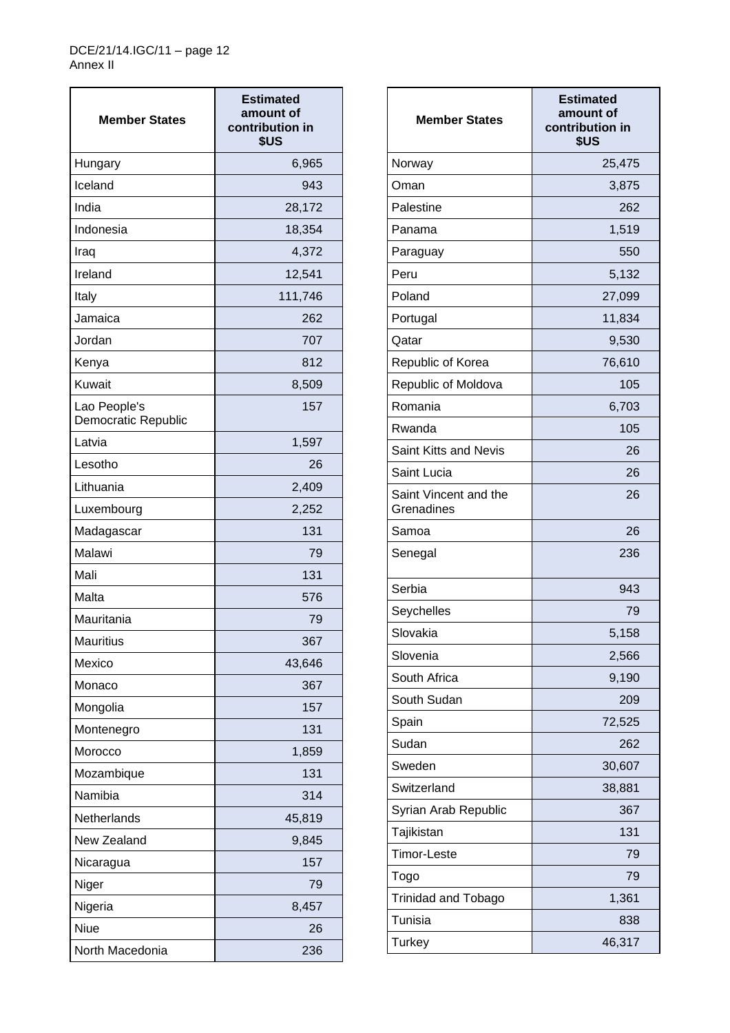Annex II

| Member States | Estimated amount of contribution in $US |
|---|---|
| Hungary | 6,965 |
| Iceland | 943 |
| India | 28,172 |
| Indonesia | 18,354 |
| Iraq | 4,372 |
| Ireland | 12,541 |
| Italy | 111,746 |
| Jamaica | 262 |
| Jordan | 707 |
| Kenya | 812 |
| Kuwait | 8,509 |
| Lao People's Democratic Republic | 157 |
| Latvia | 1,597 |
| Lesotho | 26 |
| Lithuania | 2,409 |
| Luxembourg | 2,252 |
| Madagascar | 131 |
| Malawi | 79 |
| Mali | 131 |
| Malta | 576 |
| Mauritania | 79 |
| Mauritius | 367 |
| Mexico | 43,646 |
| Monaco | 367 |
| Mongolia | 157 |
| Montenegro | 131 |
| Morocco | 1,859 |
| Mozambique | 131 |
| Namibia | 314 |
| Netherlands | 45,819 |
| New Zealand | 9,845 |
| Nicaragua | 157 |
| Niger | 79 |
| Nigeria | 8,457 |
| Niue | 26 |
| North Macedonia | 236 |

| Member States | Estimated amount of contribution in $US |
|---|---|
| Norway | 25,475 |
| Oman | 3,875 |
| Palestine | 262 |
| Panama | 1,519 |
| Paraguay | 550 |
| Peru | 5,132 |
| Poland | 27,099 |
| Portugal | 11,834 |
| Qatar | 9,530 |
| Republic of Korea | 76,610 |
| Republic of Moldova | 105 |
| Romania | 6,703 |
| Rwanda | 105 |
| Saint Kitts and Nevis | 26 |
| Saint Lucia | 26 |
| Saint Vincent and the Grenadines | 26 |
| Samoa | 26 |
| Senegal | 236 |
| Serbia | 943 |
| Seychelles | 79 |
| Slovakia | 5,158 |
| Slovenia | 2,566 |
| South Africa | 9,190 |
| South Sudan | 209 |
| Spain | 72,525 |
| Sudan | 262 |
| Sweden | 30,607 |
| Switzerland | 38,881 |
| Syrian Arab Republic | 367 |
| Tajikistan | 131 |
| Timor-Leste | 79 |
| Togo | 79 |
| Trinidad and Tobago | 1,361 |
| Tunisia | 838 |
| Turkey | 46,317 |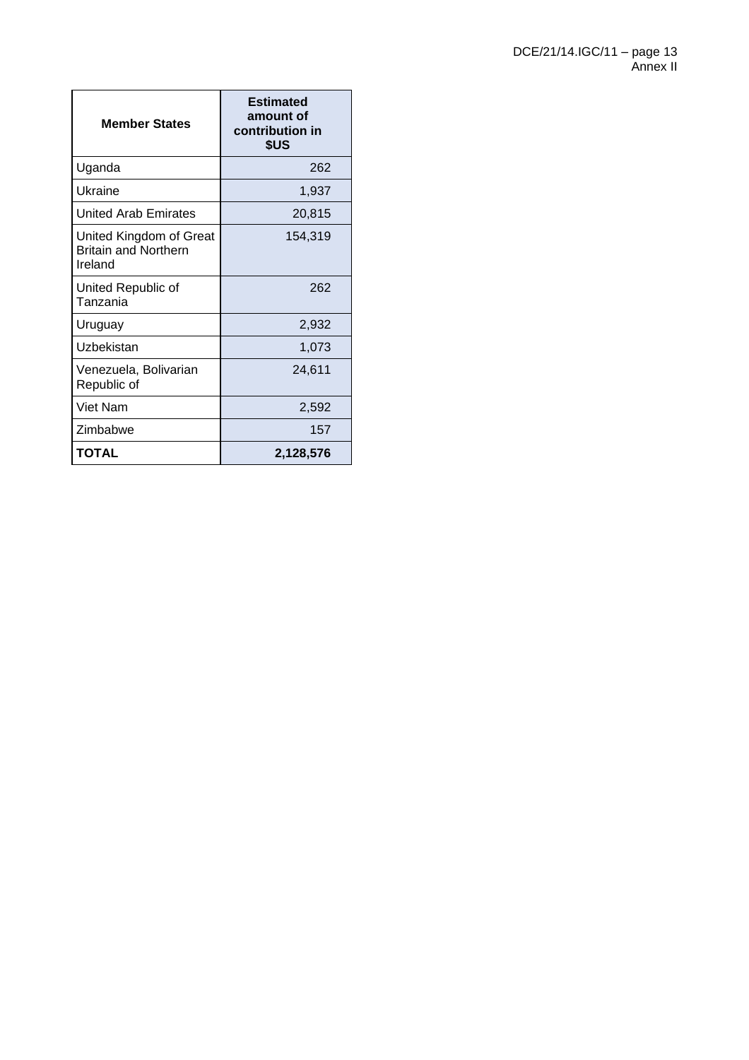| Member States | Estimated amount of contribution in $US |
|---|---|
| Uganda | 262 |
| Ukraine | 1,937 |
| United Arab Emirates | 20,815 |
| United Kingdom of Great Britain and Northern Ireland | 154,319 |
| United Republic of Tanzania | 262 |
| Uruguay | 2,932 |
| Uzbekistan | 1,073 |
| Venezuela, Bolivarian Republic of | 24,611 |
| Viet Nam | 2,592 |
| Zimbabwe | 157 |
| **TOTAL** | **2,128,576** |